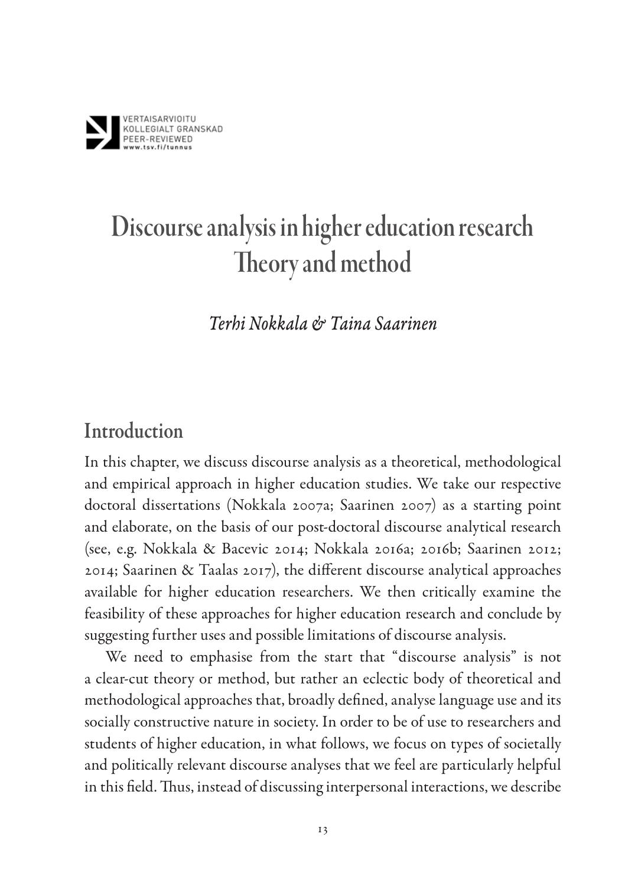VERTAISARVIOITU
KOLLEGIALT GRANSKAD
PEER-REVIEWED
www.tsv.fi/tunnus

# Discourse analysis in higher education research Theory and method

*Terhi Nokkala & Taina Saarinen*

## Introduction

In this chapter, we discuss discourse analysis as a theoretical, methodological and empirical approach in higher education studies. We take our respective doctoral dissertations (Nokkala 2007a; Saarinen 2007) as a starting point and elaborate, on the basis of our post-doctoral discourse analytical research (see, e.g. Nokkala & Bacevic 2014; Nokkala 2016a; 2016b; Saarinen 2012; 2014; Saarinen & Taalas 2017), the different discourse analytical approaches available for higher education researchers. We then critically examine the feasibility of these approaches for higher education research and conclude by suggesting further uses and possible limitations of discourse analysis.

We need to emphasise from the start that "discourse analysis" is not a clear-cut theory or method, but rather an eclectic body of theoretical and methodological approaches that, broadly defined, analyse language use and its socially constructive nature in society. In order to be of use to researchers and students of higher education, in what follows, we focus on types of societally and politically relevant discourse analyses that we feel are particularly helpful in this field. Thus, instead of discussing interpersonal interactions, we describe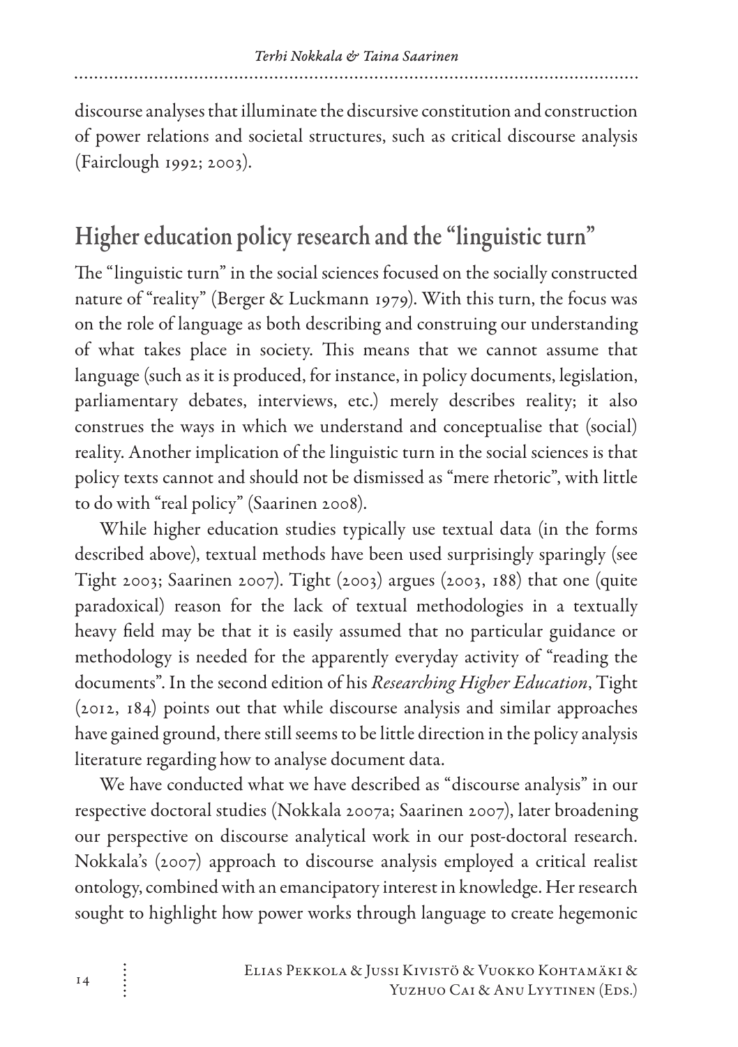discourse analyses that illuminate the discursive constitution and construction of power relations and societal structures, such as critical discourse analysis (Fairclough 1992; 2003).

## Higher education policy research and the "linguistic turn"

The "linguistic turn" in the social sciences focused on the socially constructed nature of "reality" (Berger & Luckmann 1979). With this turn, the focus was on the role of language as both describing and construing our understanding of what takes place in society. This means that we cannot assume that language (such as it is produced, for instance, in policy documents, legislation, parliamentary debates, interviews, etc.) merely describes reality; it also construes the ways in which we understand and conceptualise that (social) reality. Another implication of the linguistic turn in the social sciences is that policy texts cannot and should not be dismissed as "mere rhetoric", with little to do with "real policy" (Saarinen 2008).

While higher education studies typically use textual data (in the forms described above), textual methods have been used surprisingly sparingly (see Tight 2003; Saarinen 2007). Tight (2003) argues (2003, 188) that one (quite paradoxical) reason for the lack of textual methodologies in a textually heavy field may be that it is easily assumed that no particular guidance or methodology is needed for the apparently everyday activity of "reading the documents". In the second edition of his *Researching Higher Education*, Tight (2012, 184) points out that while discourse analysis and similar approaches have gained ground, there still seems to be little direction in the policy analysis literature regarding how to analyse document data.

We have conducted what we have described as "discourse analysis" in our respective doctoral studies (Nokkala 2007a; Saarinen 2007), later broadening our perspective on discourse analytical work in our post-doctoral research. Nokkala's (2007) approach to discourse analysis employed a critical realist ontology, combined with an emancipatory interest in knowledge. Her research sought to highlight how power works through language to create hegemonic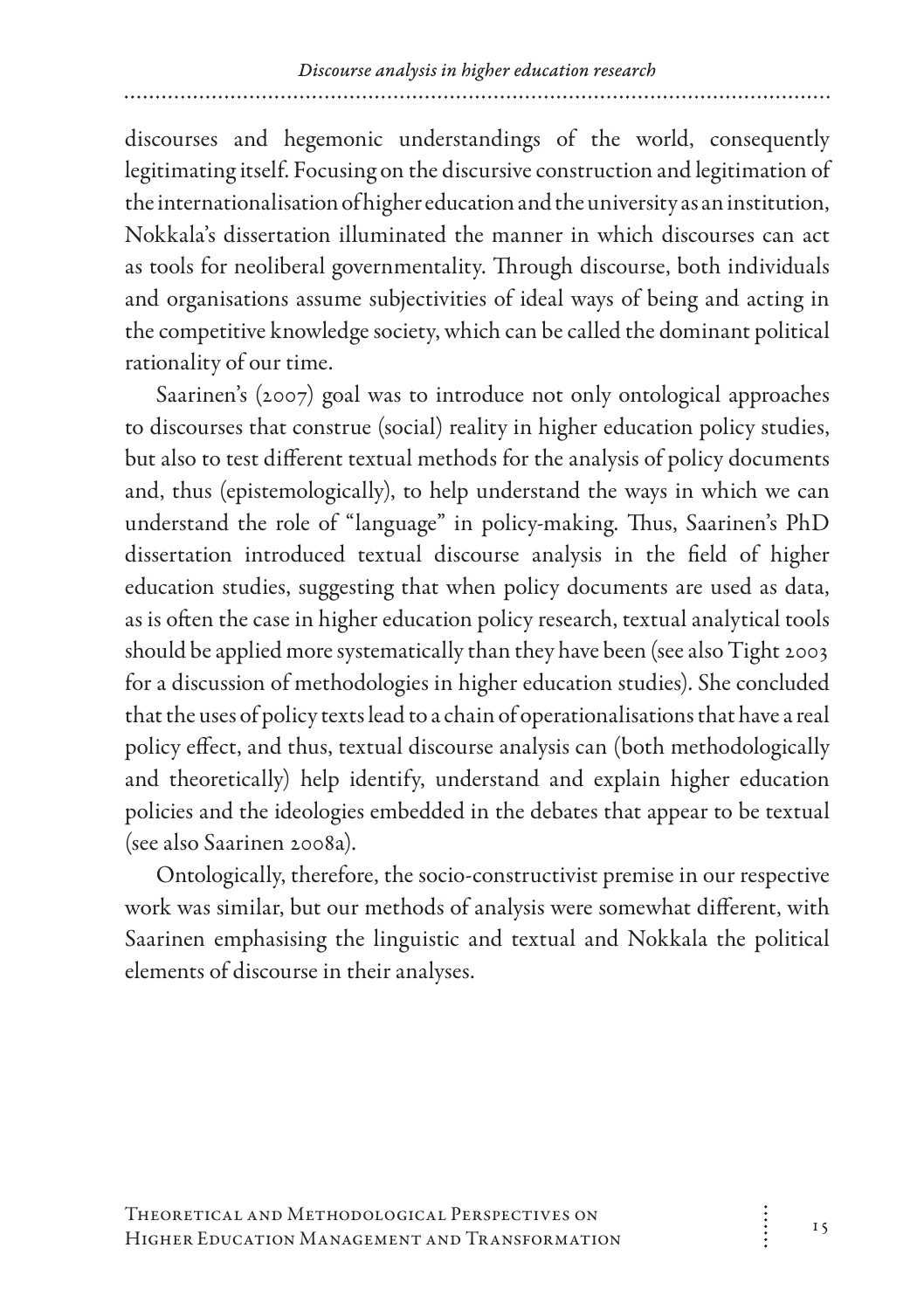discourses and hegemonic understandings of the world, consequently legitimating itself. Focusing on the discursive construction and legitimation of the internationalisation of higher education and the university as an institution, Nokkala's dissertation illuminated the manner in which discourses can act as tools for neoliberal governmentality. Through discourse, both individuals and organisations assume subjectivities of ideal ways of being and acting in the competitive knowledge society, which can be called the dominant political rationality of our time.

Saarinen's (2007) goal was to introduce not only ontological approaches to discourses that construe (social) reality in higher education policy studies, but also to test different textual methods for the analysis of policy documents and, thus (epistemologically), to help understand the ways in which we can understand the role of "language" in policy-making. Thus, Saarinen's PhD dissertation introduced textual discourse analysis in the field of higher education studies, suggesting that when policy documents are used as data, as is often the case in higher education policy research, textual analytical tools should be applied more systematically than they have been (see also Tight 2003 for a discussion of methodologies in higher education studies). She concluded that the uses of policy texts lead to a chain of operationalisations that have a real policy effect, and thus, textual discourse analysis can (both methodologically and theoretically) help identify, understand and explain higher education policies and the ideologies embedded in the debates that appear to be textual (see also Saarinen 2008a).

Ontologically, therefore, the socio-constructivist premise in our respective work was similar, but our methods of analysis were somewhat different, with Saarinen emphasising the linguistic and textual and Nokkala the political elements of discourse in their analyses.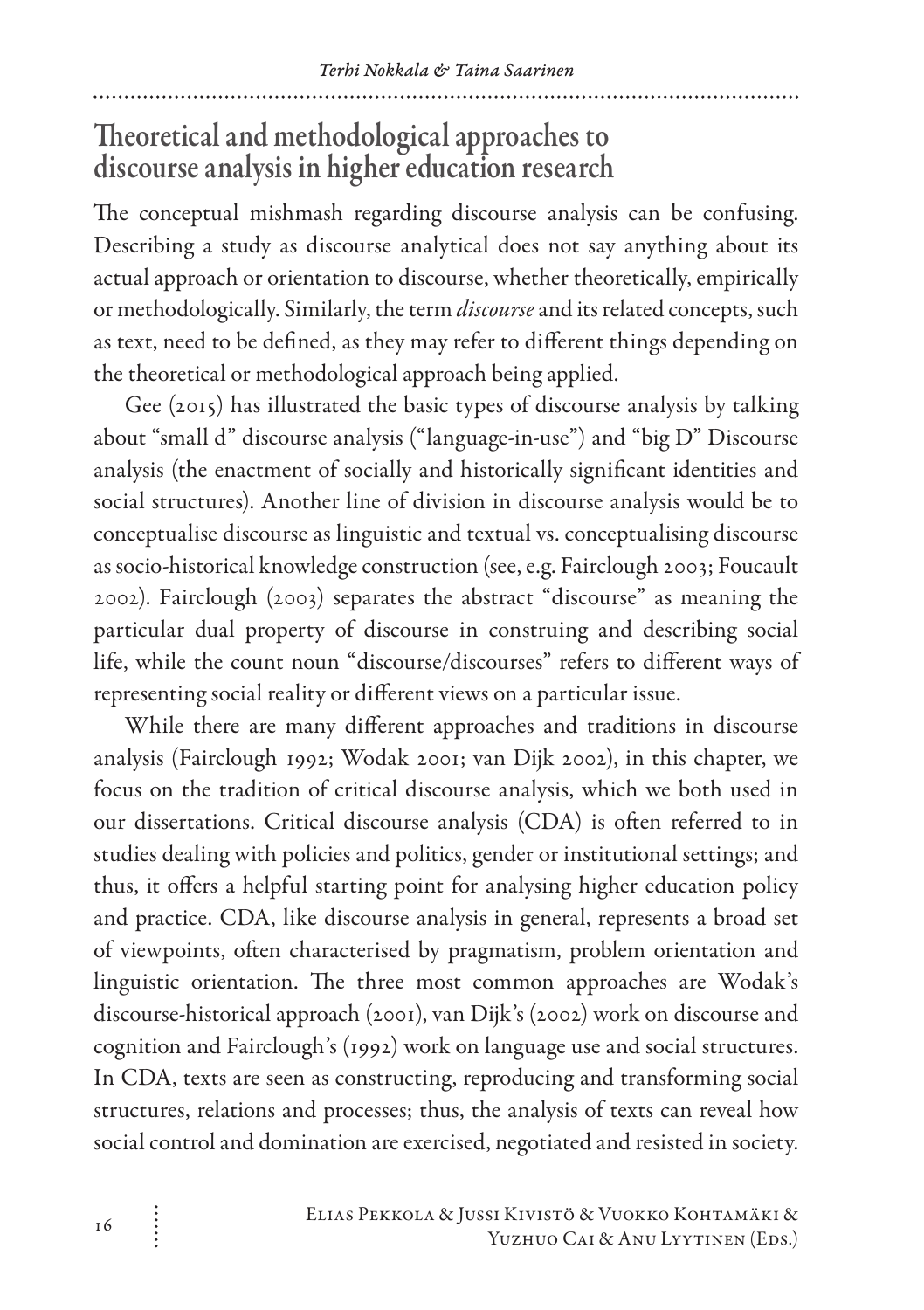## Theoretical and methodological approaches to discourse analysis in higher education research

The conceptual mishmash regarding discourse analysis can be confusing. Describing a study as discourse analytical does not say anything about its actual approach or orientation to discourse, whether theoretically, empirically or methodologically. Similarly, the term *discourse* and its related concepts, such as text, need to be defined, as they may refer to different things depending on the theoretical or methodological approach being applied.

Gee (2015) has illustrated the basic types of discourse analysis by talking about "small d" discourse analysis ("language-in-use") and "big D" Discourse analysis (the enactment of socially and historically significant identities and social structures). Another line of division in discourse analysis would be to conceptualise discourse as linguistic and textual vs. conceptualising discourse as socio-historical knowledge construction (see, e.g. Fairclough 2003; Foucault 2002). Fairclough (2003) separates the abstract "discourse" as meaning the particular dual property of discourse in construing and describing social life, while the count noun "discourse/discourses" refers to different ways of representing social reality or different views on a particular issue.

While there are many different approaches and traditions in discourse analysis (Fairclough 1992; Wodak 2001; van Dijk 2002), in this chapter, we focus on the tradition of critical discourse analysis, which we both used in our dissertations. Critical discourse analysis (CDA) is often referred to in studies dealing with policies and politics, gender or institutional settings; and thus, it offers a helpful starting point for analysing higher education policy and practice. CDA, like discourse analysis in general, represents a broad set of viewpoints, often characterised by pragmatism, problem orientation and linguistic orientation. The three most common approaches are Wodak's discourse-historical approach (2001), van Dijk's (2002) work on discourse and cognition and Fairclough's (1992) work on language use and social structures. In CDA, texts are seen as constructing, reproducing and transforming social structures, relations and processes; thus, the analysis of texts can reveal how social control and domination are exercised, negotiated and resisted in society.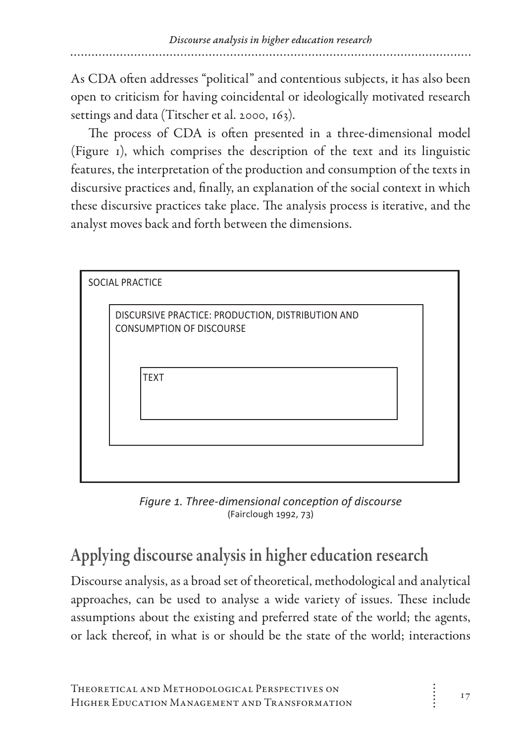As CDA often addresses "political" and contentious subjects, it has also been open to criticism for having coincidental or ideologically motivated research settings and data (Titscher et al. 2000, 163).

The process of CDA is often presented in a three-dimensional model (Figure 1), which comprises the description of the text and its linguistic features, the interpretation of the production and consumption of the texts in discursive practices and, finally, an explanation of the social context in which these discursive practices take place. The analysis process is iterative, and the analyst moves back and forth between the dimensions.

SOCIAL PRACTICE

DISCURSIVE PRACTICE: PRODUCTION, DISTRIBUTION AND CONSUMPTION OF DISCOURSE

TEXT

*Figure 1. Three-dimensional conception of discourse*
(Fairclough 1992, 73)

## Applying discourse analysis in higher education research

Discourse analysis, as a broad set of theoretical, methodological and analytical approaches, can be used to analyse a wide variety of issues. These include assumptions about the existing and preferred state of the world; the agents, or lack thereof, in what is or should be the state of the world; interactions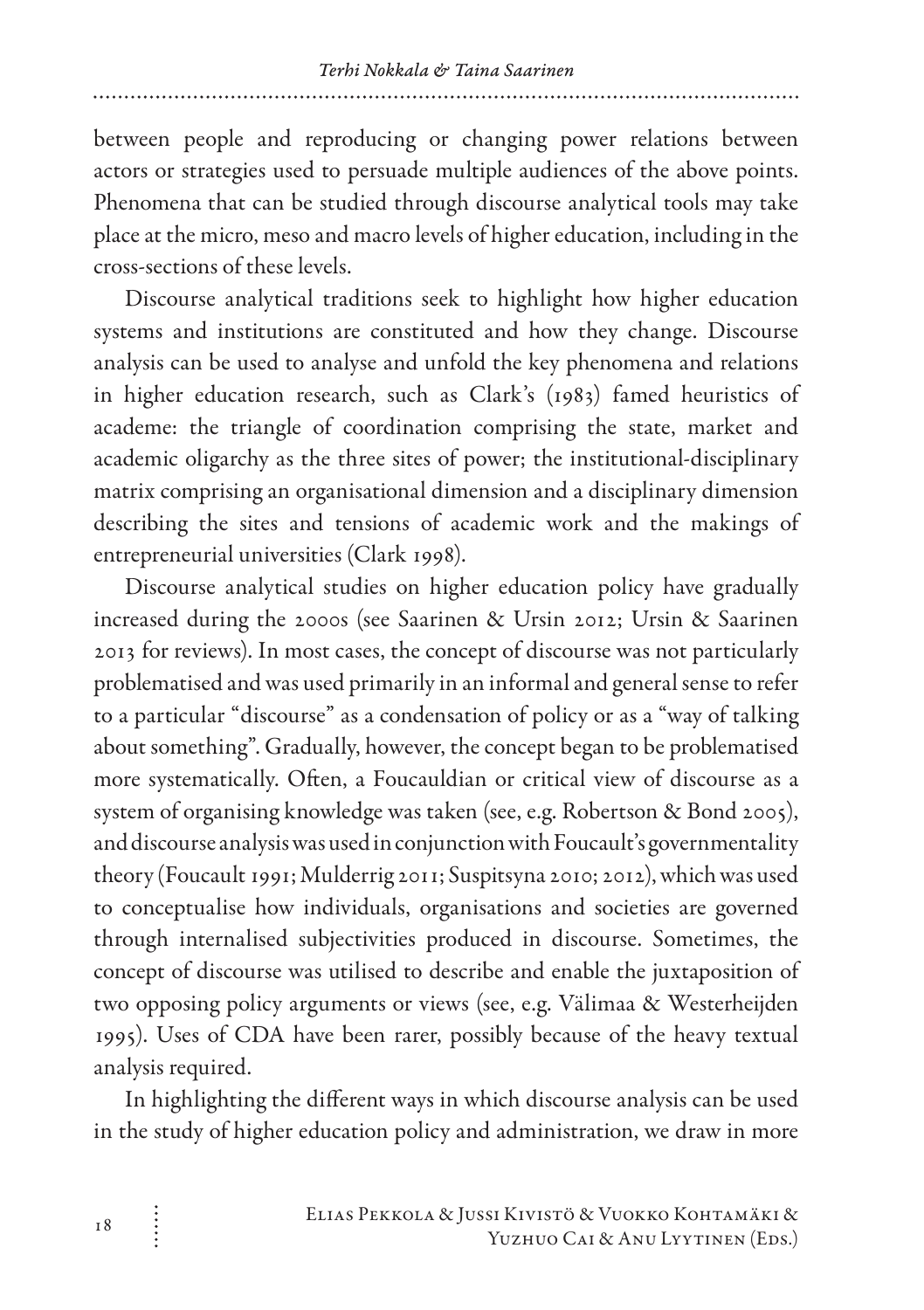between people and reproducing or changing power relations between actors or strategies used to persuade multiple audiences of the above points. Phenomena that can be studied through discourse analytical tools may take place at the micro, meso and macro levels of higher education, including in the cross-sections of these levels.

Discourse analytical traditions seek to highlight how higher education systems and institutions are constituted and how they change. Discourse analysis can be used to analyse and unfold the key phenomena and relations in higher education research, such as Clark's (1983) famed heuristics of academe: the triangle of coordination comprising the state, market and academic oligarchy as the three sites of power; the institutional-disciplinary matrix comprising an organisational dimension and a disciplinary dimension describing the sites and tensions of academic work and the makings of entrepreneurial universities (Clark 1998).

Discourse analytical studies on higher education policy have gradually increased during the 2000s (see Saarinen & Ursin 2012; Ursin & Saarinen 2013 for reviews). In most cases, the concept of discourse was not particularly problematised and was used primarily in an informal and general sense to refer to a particular "discourse" as a condensation of policy or as a "way of talking about something". Gradually, however, the concept began to be problematised more systematically. Often, a Foucauldian or critical view of discourse as a system of organising knowledge was taken (see, e.g. Robertson & Bond 2005), and discourse analysis was used in conjunction with Foucault's governmentality theory (Foucault 1991; Mulderrig 2011; Suspitsyna 2010; 2012), which was used to conceptualise how individuals, organisations and societies are governed through internalised subjectivities produced in discourse. Sometimes, the concept of discourse was utilised to describe and enable the juxtaposition of two opposing policy arguments or views (see, e.g. Välimaa & Westerheijden 1995). Uses of CDA have been rarer, possibly because of the heavy textual analysis required.

In highlighting the different ways in which discourse analysis can be used in the study of higher education policy and administration, we draw in more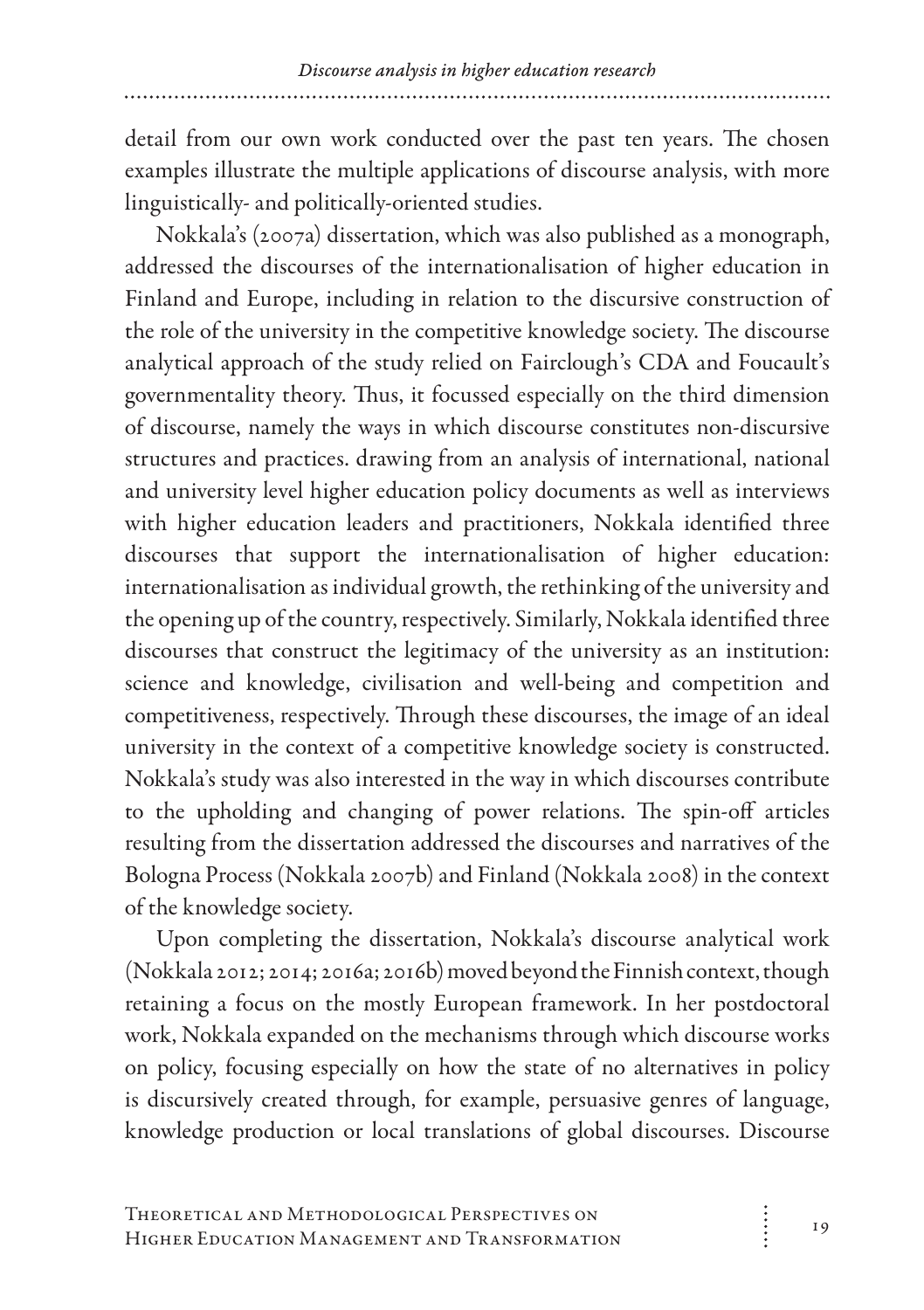detail from our own work conducted over the past ten years. The chosen examples illustrate the multiple applications of discourse analysis, with more linguistically- and politically-oriented studies.

Nokkala's (2007a) dissertation, which was also published as a monograph, addressed the discourses of the internationalisation of higher education in Finland and Europe, including in relation to the discursive construction of the role of the university in the competitive knowledge society. The discourse analytical approach of the study relied on Fairclough's CDA and Foucault's governmentality theory. Thus, it focussed especially on the third dimension of discourse, namely the ways in which discourse constitutes non-discursive structures and practices. drawing from an analysis of international, national and university level higher education policy documents as well as interviews with higher education leaders and practitioners, Nokkala identified three discourses that support the internationalisation of higher education: internationalisation as individual growth, the rethinking of the university and the opening up of the country, respectively. Similarly, Nokkala identified three discourses that construct the legitimacy of the university as an institution: science and knowledge, civilisation and well-being and competition and competitiveness, respectively. Through these discourses, the image of an ideal university in the context of a competitive knowledge society is constructed. Nokkala's study was also interested in the way in which discourses contribute to the upholding and changing of power relations. The spin-off articles resulting from the dissertation addressed the discourses and narratives of the Bologna Process (Nokkala 2007b) and Finland (Nokkala 2008) in the context of the knowledge society.

Upon completing the dissertation, Nokkala's discourse analytical work (Nokkala 2012; 2014; 2016a; 2016b) moved beyond the Finnish context, though retaining a focus on the mostly European framework. In her postdoctoral work, Nokkala expanded on the mechanisms through which discourse works on policy, focusing especially on how the state of no alternatives in policy is discursively created through, for example, persuasive genres of language, knowledge production or local translations of global discourses. Discourse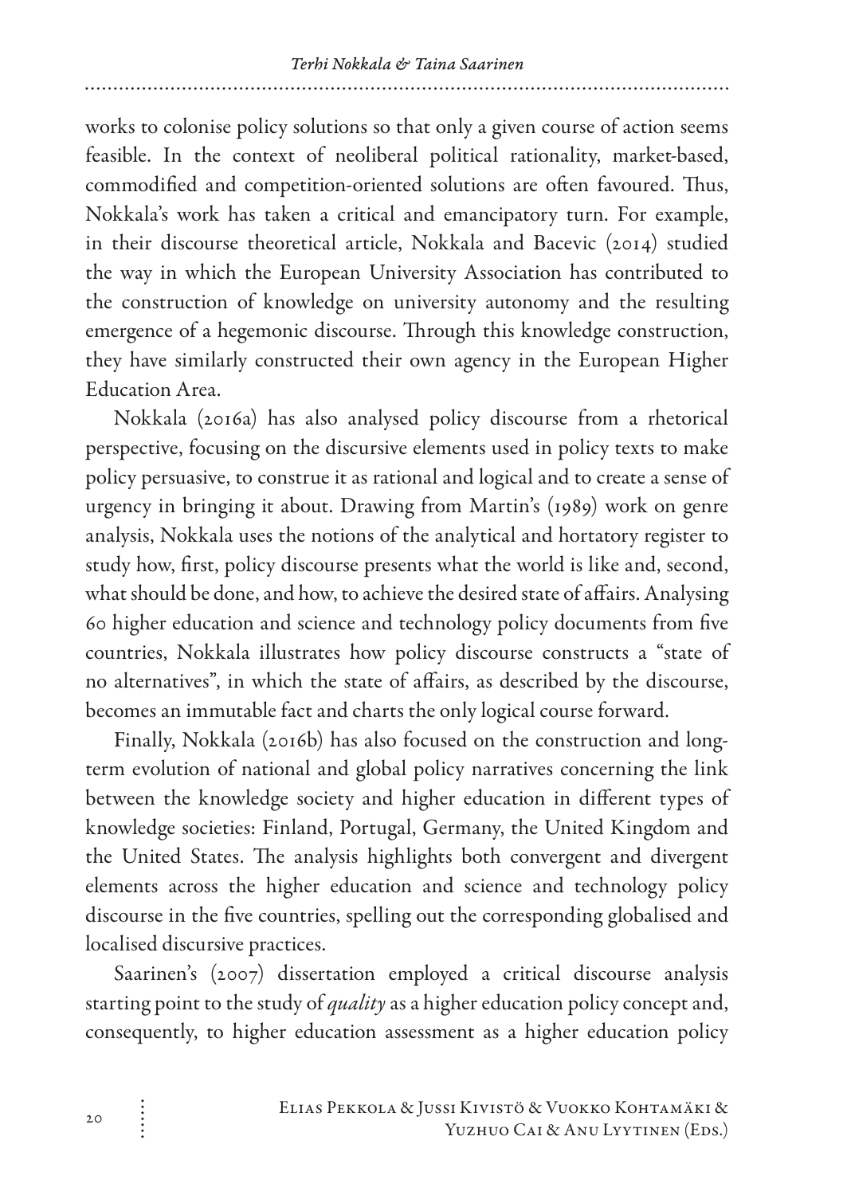works to colonise policy solutions so that only a given course of action seems feasible. In the context of neoliberal political rationality, market-based, commodified and competition-oriented solutions are often favoured. Thus, Nokkala's work has taken a critical and emancipatory turn. For example, in their discourse theoretical article, Nokkala and Bacevic (2014) studied the way in which the European University Association has contributed to the construction of knowledge on university autonomy and the resulting emergence of a hegemonic discourse. Through this knowledge construction, they have similarly constructed their own agency in the European Higher Education Area.

Nokkala (2016a) has also analysed policy discourse from a rhetorical perspective, focusing on the discursive elements used in policy texts to make policy persuasive, to construe it as rational and logical and to create a sense of urgency in bringing it about. Drawing from Martin's (1989) work on genre analysis, Nokkala uses the notions of the analytical and hortatory register to study how, first, policy discourse presents what the world is like and, second, what should be done, and how, to achieve the desired state of affairs. Analysing 60 higher education and science and technology policy documents from five countries, Nokkala illustrates how policy discourse constructs a "state of no alternatives", in which the state of affairs, as described by the discourse, becomes an immutable fact and charts the only logical course forward.

Finally, Nokkala (2016b) has also focused on the construction and long-term evolution of national and global policy narratives concerning the link between the knowledge society and higher education in different types of knowledge societies: Finland, Portugal, Germany, the United Kingdom and the United States. The analysis highlights both convergent and divergent elements across the higher education and science and technology policy discourse in the five countries, spelling out the corresponding globalised and localised discursive practices.

Saarinen's (2007) dissertation employed a critical discourse analysis starting point to the study of *quality* as a higher education policy concept and, consequently, to higher education assessment as a higher education policy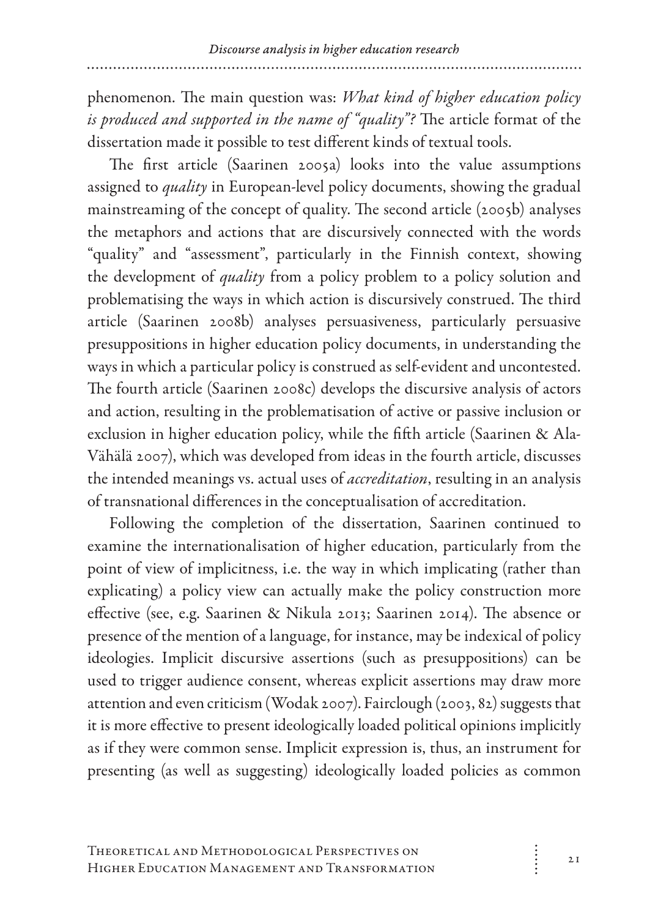phenomenon. The main question was: *What kind of higher education policy is produced and supported in the name of "quality"?* The article format of the dissertation made it possible to test different kinds of textual tools.

The first article (Saarinen 2005a) looks into the value assumptions assigned to *quality* in European-level policy documents, showing the gradual mainstreaming of the concept of quality. The second article (2005b) analyses the metaphors and actions that are discursively connected with the words "quality" and "assessment", particularly in the Finnish context, showing the development of *quality* from a policy problem to a policy solution and problematising the ways in which action is discursively construed. The third article (Saarinen 2008b) analyses persuasiveness, particularly persuasive presuppositions in higher education policy documents, in understanding the ways in which a particular policy is construed as self-evident and uncontested. The fourth article (Saarinen 2008c) develops the discursive analysis of actors and action, resulting in the problematisation of active or passive inclusion or exclusion in higher education policy, while the fifth article (Saarinen & Ala-Vähälä 2007), which was developed from ideas in the fourth article, discusses the intended meanings vs. actual uses of *accreditation*, resulting in an analysis of transnational differences in the conceptualisation of accreditation.

Following the completion of the dissertation, Saarinen continued to examine the internationalisation of higher education, particularly from the point of view of implicitness, i.e. the way in which implicating (rather than explicating) a policy view can actually make the policy construction more effective (see, e.g. Saarinen & Nikula 2013; Saarinen 2014). The absence or presence of the mention of a language, for instance, may be indexical of policy ideologies. Implicit discursive assertions (such as presuppositions) can be used to trigger audience consent, whereas explicit assertions may draw more attention and even criticism (Wodak 2007). Fairclough (2003, 82) suggests that it is more effective to present ideologically loaded political opinions implicitly as if they were common sense. Implicit expression is, thus, an instrument for presenting (as well as suggesting) ideologically loaded policies as common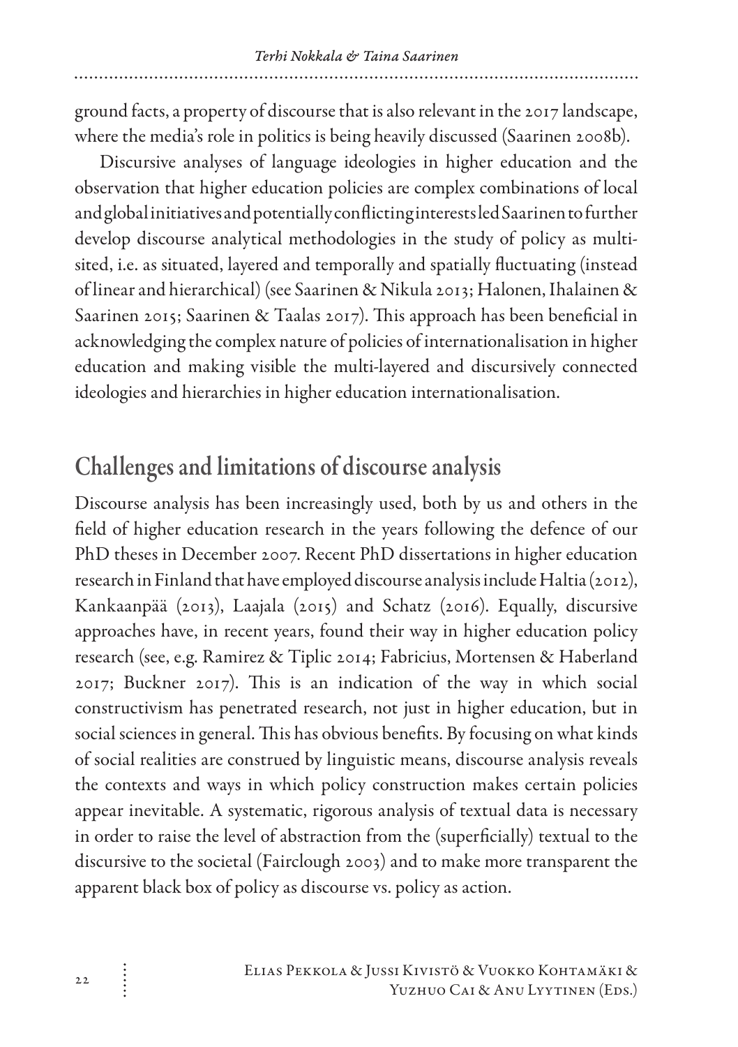ground facts, a property of discourse that is also relevant in the 2017 landscape, where the media's role in politics is being heavily discussed (Saarinen 2008b).

Discursive analyses of language ideologies in higher education and the observation that higher education policies are complex combinations of local and global initiatives and potentially conflicting interests led Saarinen to further develop discourse analytical methodologies in the study of policy as multi-sited, i.e. as situated, layered and temporally and spatially fluctuating (instead of linear and hierarchical) (see Saarinen & Nikula 2013; Halonen, Ihalainen & Saarinen 2015; Saarinen & Taalas 2017). This approach has been beneficial in acknowledging the complex nature of policies of internationalisation in higher education and making visible the multi-layered and discursively connected ideologies and hierarchies in higher education internationalisation.

## Challenges and limitations of discourse analysis

Discourse analysis has been increasingly used, both by us and others in the field of higher education research in the years following the defence of our PhD theses in December 2007. Recent PhD dissertations in higher education research in Finland that have employed discourse analysis include Haltia (2012), Kankaanpää (2013), Laajala (2015) and Schatz (2016). Equally, discursive approaches have, in recent years, found their way in higher education policy research (see, e.g. Ramirez & Tiplic 2014; Fabricius, Mortensen & Haberland 2017; Buckner 2017). This is an indication of the way in which social constructivism has penetrated research, not just in higher education, but in social sciences in general. This has obvious benefits. By focusing on what kinds of social realities are construed by linguistic means, discourse analysis reveals the contexts and ways in which policy construction makes certain policies appear inevitable. A systematic, rigorous analysis of textual data is necessary in order to raise the level of abstraction from the (superficially) textual to the discursive to the societal (Fairclough 2003) and to make more transparent the apparent black box of policy as discourse vs. policy as action.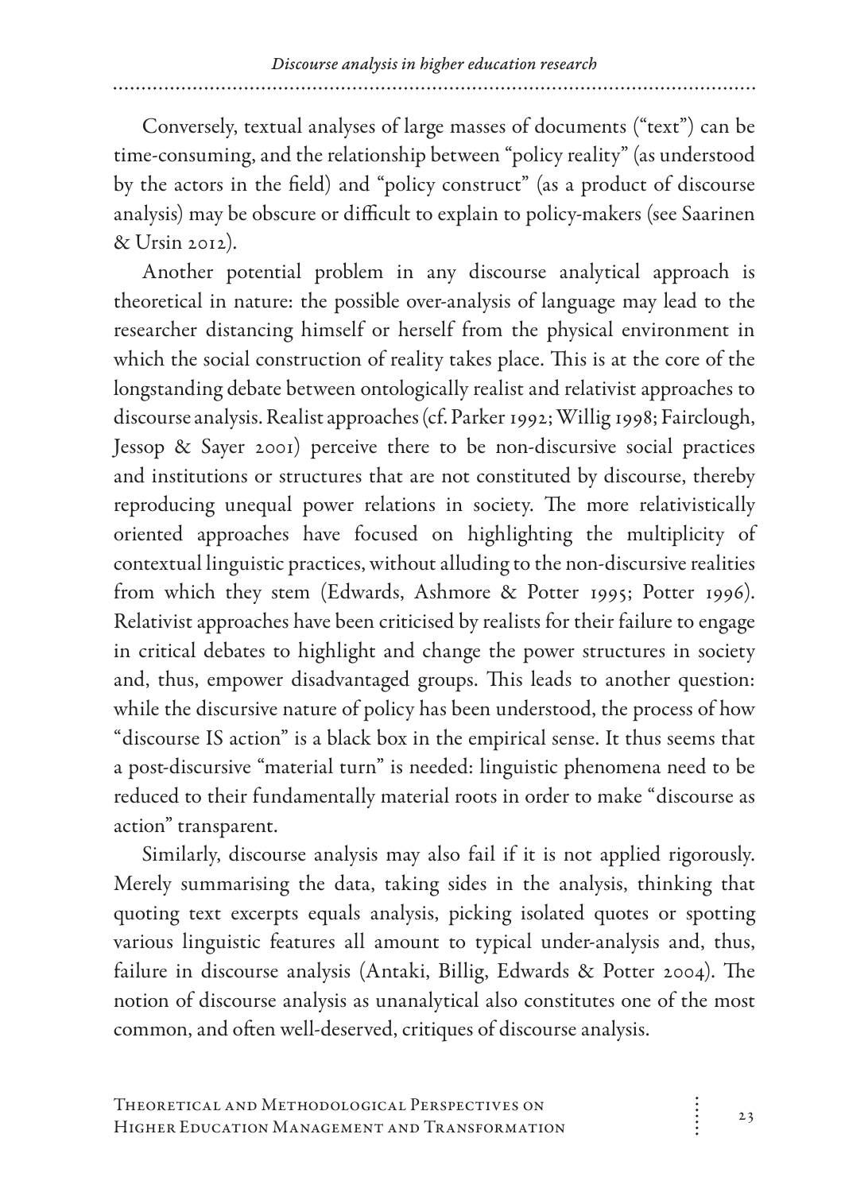Conversely, textual analyses of large masses of documents ("text") can be time-consuming, and the relationship between "policy reality" (as understood by the actors in the field) and "policy construct" (as a product of discourse analysis) may be obscure or difficult to explain to policy-makers (see Saarinen & Ursin 2012).

Another potential problem in any discourse analytical approach is theoretical in nature: the possible over-analysis of language may lead to the researcher distancing himself or herself from the physical environment in which the social construction of reality takes place. This is at the core of the longstanding debate between ontologically realist and relativist approaches to discourse analysis. Realist approaches (cf. Parker 1992; Willig 1998; Fairclough, Jessop & Sayer 2001) perceive there to be non-discursive social practices and institutions or structures that are not constituted by discourse, thereby reproducing unequal power relations in society. The more relativistically oriented approaches have focused on highlighting the multiplicity of contextual linguistic practices, without alluding to the non-discursive realities from which they stem (Edwards, Ashmore & Potter 1995; Potter 1996). Relativist approaches have been criticised by realists for their failure to engage in critical debates to highlight and change the power structures in society and, thus, empower disadvantaged groups. This leads to another question: while the discursive nature of policy has been understood, the process of how "discourse IS action" is a black box in the empirical sense. It thus seems that a post-discursive "material turn" is needed: linguistic phenomena need to be reduced to their fundamentally material roots in order to make "discourse as action" transparent.

Similarly, discourse analysis may also fail if it is not applied rigorously. Merely summarising the data, taking sides in the analysis, thinking that quoting text excerpts equals analysis, picking isolated quotes or spotting various linguistic features all amount to typical under-analysis and, thus, failure in discourse analysis (Antaki, Billig, Edwards & Potter 2004). The notion of discourse analysis as unanalytical also constitutes one of the most common, and often well-deserved, critiques of discourse analysis.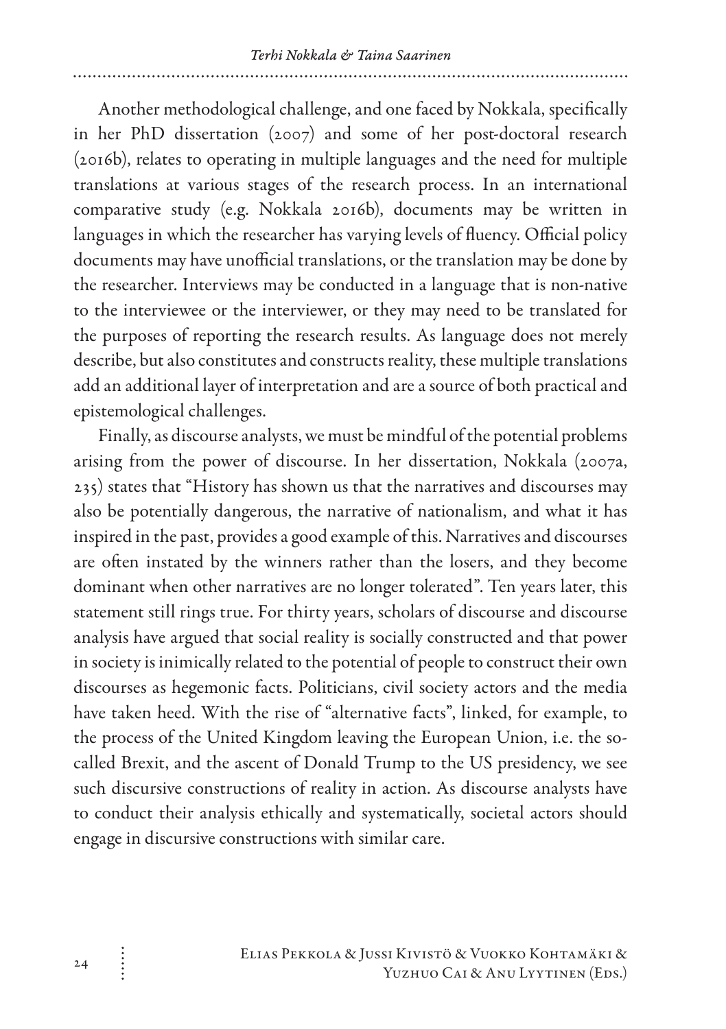Another methodological challenge, and one faced by Nokkala, specifically in her PhD dissertation (2007) and some of her post-doctoral research (2016b), relates to operating in multiple languages and the need for multiple translations at various stages of the research process. In an international comparative study (e.g. Nokkala 2016b), documents may be written in languages in which the researcher has varying levels of fluency. Official policy documents may have unofficial translations, or the translation may be done by the researcher. Interviews may be conducted in a language that is non-native to the interviewee or the interviewer, or they may need to be translated for the purposes of reporting the research results. As language does not merely describe, but also constitutes and constructs reality, these multiple translations add an additional layer of interpretation and are a source of both practical and epistemological challenges.

Finally, as discourse analysts, we must be mindful of the potential problems arising from the power of discourse. In her dissertation, Nokkala (2007a, 235) states that "History has shown us that the narratives and discourses may also be potentially dangerous, the narrative of nationalism, and what it has inspired in the past, provides a good example of this. Narratives and discourses are often instated by the winners rather than the losers, and they become dominant when other narratives are no longer tolerated". Ten years later, this statement still rings true. For thirty years, scholars of discourse and discourse analysis have argued that social reality is socially constructed and that power in society is inimically related to the potential of people to construct their own discourses as hegemonic facts. Politicians, civil society actors and the media have taken heed. With the rise of "alternative facts", linked, for example, to the process of the United Kingdom leaving the European Union, i.e. the so-called Brexit, and the ascent of Donald Trump to the US presidency, we see such discursive constructions of reality in action. As discourse analysts have to conduct their analysis ethically and systematically, societal actors should engage in discursive constructions with similar care.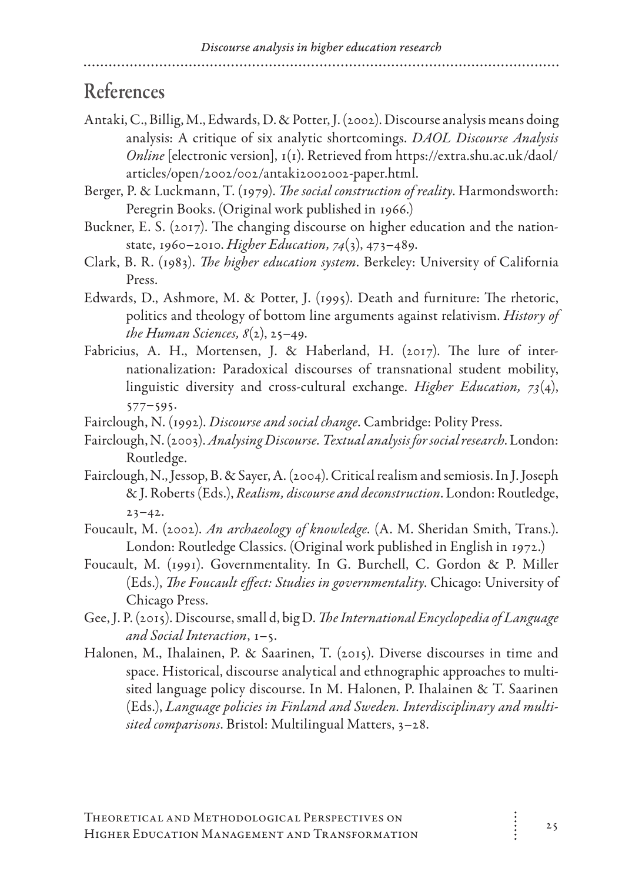## References

Antaki, C., Billig, M., Edwards, D. & Potter, J. (2002). Discourse analysis means doing analysis: A critique of six analytic shortcomings. *DAOL Discourse Analysis Online* [electronic version], 1(1). Retrieved from https://extra.shu.ac.uk/daol/articles/open/2002/002/antaki2002002-paper.html.

Berger, P. & Luckmann, T. (1979). *The social construction of reality*. Harmondsworth: Peregrin Books. (Original work published in 1966.)

Buckner, E. S. (2017). The changing discourse on higher education and the nation-state, 1960–2010. *Higher Education, 74*(3), 473–489.

Clark, B. R. (1983). *The higher education system*. Berkeley: University of California Press.

Edwards, D., Ashmore, M. & Potter, J. (1995). Death and furniture: The rhetoric, politics and theology of bottom line arguments against relativism. *History of the Human Sciences, 8*(2), 25–49.

Fabricius, A. H., Mortensen, J. & Haberland, H. (2017). The lure of internationalization: Paradoxical discourses of transnational student mobility, linguistic diversity and cross-cultural exchange. *Higher Education, 73*(4), 577–595.

Fairclough, N. (1992). *Discourse and social change*. Cambridge: Polity Press.

Fairclough, N. (2003). *Analysing Discourse. Textual analysis for social research*. London: Routledge.

Fairclough, N., Jessop, B. & Sayer, A. (2004). Critical realism and semiosis. In J. Joseph & J. Roberts (Eds.), *Realism, discourse and deconstruction*. London: Routledge, 23–42.

Foucault, M. (2002). *An archaeology of knowledge*. (A. M. Sheridan Smith, Trans.). London: Routledge Classics. (Original work published in English in 1972.)

Foucault, M. (1991). Governmentality. In G. Burchell, C. Gordon & P. Miller (Eds.), *The Foucault effect: Studies in governmentality*. Chicago: University of Chicago Press.

Gee, J. P. (2015). Discourse, small d, big D. *The International Encyclopedia of Language and Social Interaction*, 1–5.

Halonen, M., Ihalainen, P. & Saarinen, T. (2015). Diverse discourses in time and space. Historical, discourse analytical and ethnographic approaches to multi-sited language policy discourse. In M. Halonen, P. Ihalainen & T. Saarinen (Eds.), *Language policies in Finland and Sweden. Interdisciplinary and multi-sited comparisons*. Bristol: Multilingual Matters, 3–28.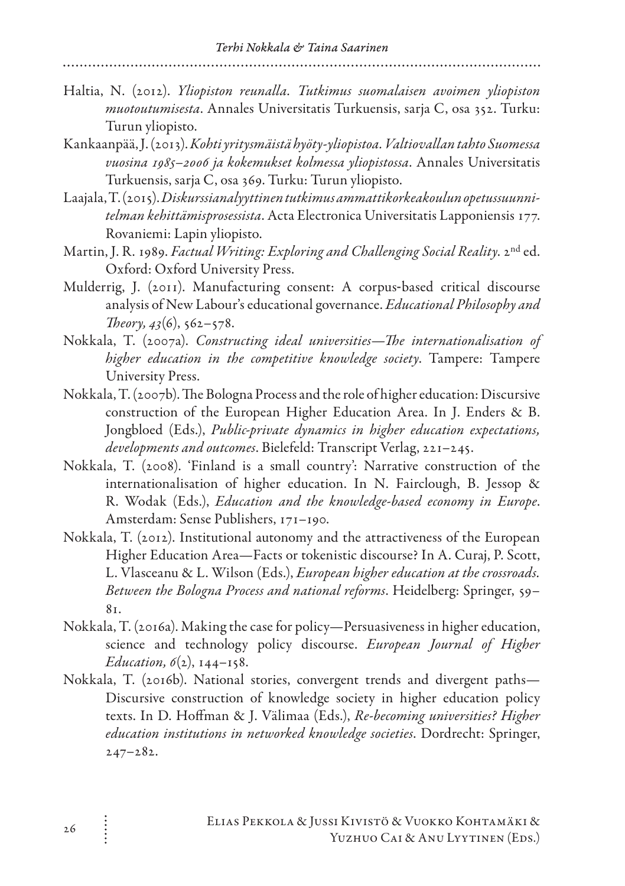Haltia, N. (2012). *Yliopiston reunalla. Tutkimus suomalaisen avoimen yliopiston muotoutumisesta*. Annales Universitatis Turkuensis, sarja C, osa 352. Turku: Turun yliopisto.

Kankaanpää, J. (2013). *Kohti yritysmäistä hyöty-yliopistoa. Valtiovallan tahto Suomessa vuosina 1985–2006 ja kokemukset kolmessa yliopistossa*. Annales Universitatis Turkuensis, sarja C, osa 369. Turku: Turun yliopisto.

Laajala, T. (2015). *Diskurssianalyyttinen tutkimus ammattikorkeakoulun opetussuunnitelman kehittämisprosessista*. Acta Electronica Universitatis Lapponiensis 177. Rovaniemi: Lapin yliopisto.

Martin, J. R. 1989. *Factual Writing: Exploring and Challenging Social Reality*. 2nd ed. Oxford: Oxford University Press.

Mulderrig, J. (2011). Manufacturing consent: A corpus-based critical discourse analysis of New Labour's educational governance. *Educational Philosophy and Theory, 43*(6), 562–578.

Nokkala, T. (2007a). *Constructing ideal universities—The internationalisation of higher education in the competitive knowledge society*. Tampere: Tampere University Press.

Nokkala, T. (2007b). The Bologna Process and the role of higher education: Discursive construction of the European Higher Education Area. In J. Enders & B. Jongbloed (Eds.), *Public-private dynamics in higher education expectations, developments and outcomes*. Bielefeld: Transcript Verlag, 221–245.

Nokkala, T. (2008). 'Finland is a small country': Narrative construction of the internationalisation of higher education. In N. Fairclough, B. Jessop & R. Wodak (Eds.), *Education and the knowledge-based economy in Europe*. Amsterdam: Sense Publishers, 171–190.

Nokkala, T. (2012). Institutional autonomy and the attractiveness of the European Higher Education Area—Facts or tokenistic discourse? In A. Curaj, P. Scott, L. Vlasceanu & L. Wilson (Eds.), *European higher education at the crossroads. Between the Bologna Process and national reforms*. Heidelberg: Springer, 59–81.

Nokkala, T. (2016a). Making the case for policy—Persuasiveness in higher education, science and technology policy discourse. *European Journal of Higher Education, 6*(2), 144–158.

Nokkala, T. (2016b). National stories, convergent trends and divergent paths—Discursive construction of knowledge society in higher education policy texts. In D. Hoffman & J. Välimaa (Eds.), *Re-becoming universities? Higher education institutions in networked knowledge societies*. Dordrecht: Springer, 247–282.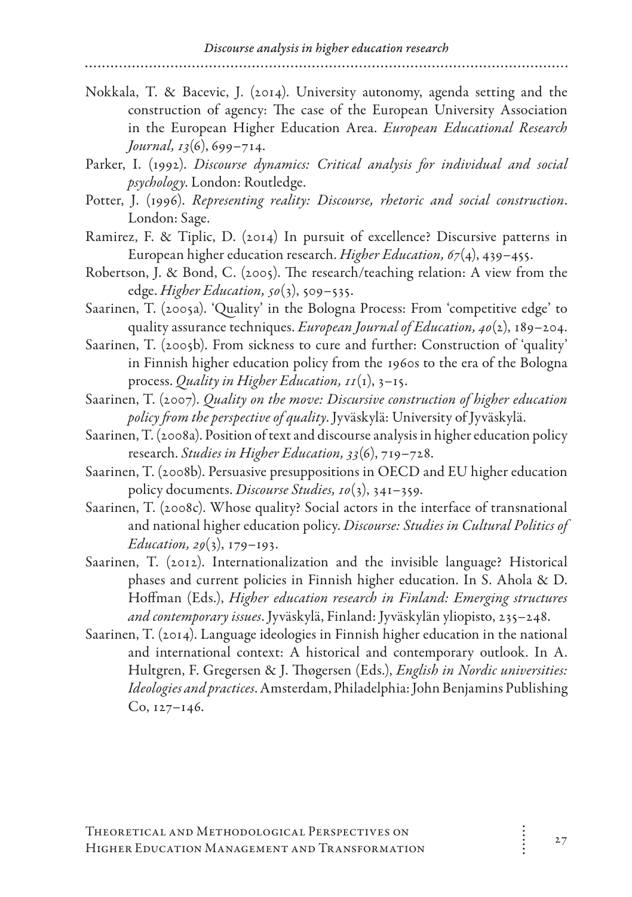Nokkala, T. & Bacevic, J. (2014). University autonomy, agenda setting and the construction of agency: The case of the European University Association in the European Higher Education Area. *European Educational Research Journal, 13*(6), 699–714.

Parker, I. (1992). *Discourse dynamics: Critical analysis for individual and social psychology*. London: Routledge.

Potter, J. (1996). *Representing reality: Discourse, rhetoric and social construction*. London: Sage.

Ramirez, F. & Tiplic, D. (2014) In pursuit of excellence? Discursive patterns in European higher education research. *Higher Education, 67*(4), 439–455.

Robertson, J. & Bond, C. (2005). The research/teaching relation: A view from the edge. *Higher Education, 50*(3), 509–535.

Saarinen, T. (2005a). 'Quality' in the Bologna Process: From 'competitive edge' to quality assurance techniques. *European Journal of Education, 40*(2), 189–204.

Saarinen, T. (2005b). From sickness to cure and further: Construction of 'quality' in Finnish higher education policy from the 1960s to the era of the Bologna process. *Quality in Higher Education, 11*(1), 3–15.

Saarinen, T. (2007). *Quality on the move: Discursive construction of higher education policy from the perspective of quality*. Jyväskylä: University of Jyväskylä.

Saarinen, T. (2008a). Position of text and discourse analysis in higher education policy research. *Studies in Higher Education, 33*(6), 719–728.

Saarinen, T. (2008b). Persuasive presuppositions in OECD and EU higher education policy documents. *Discourse Studies, 10*(3), 341–359.

Saarinen, T. (2008c). Whose quality? Social actors in the interface of transnational and national higher education policy. *Discourse: Studies in Cultural Politics of Education, 29*(3), 179–193.

Saarinen, T. (2012). Internationalization and the invisible language? Historical phases and current policies in Finnish higher education. In S. Ahola & D. Hoffman (Eds.), *Higher education research in Finland: Emerging structures and contemporary issues*. Jyväskylä, Finland: Jyväskylän yliopisto, 235–248.

Saarinen, T. (2014). Language ideologies in Finnish higher education in the national and international context: A historical and contemporary outlook. In A. Hultgren, F. Gregersen & J. Thøgersen (Eds.), *English in Nordic universities: Ideologies and practices*. Amsterdam, Philadelphia: John Benjamins Publishing Co, 127–146.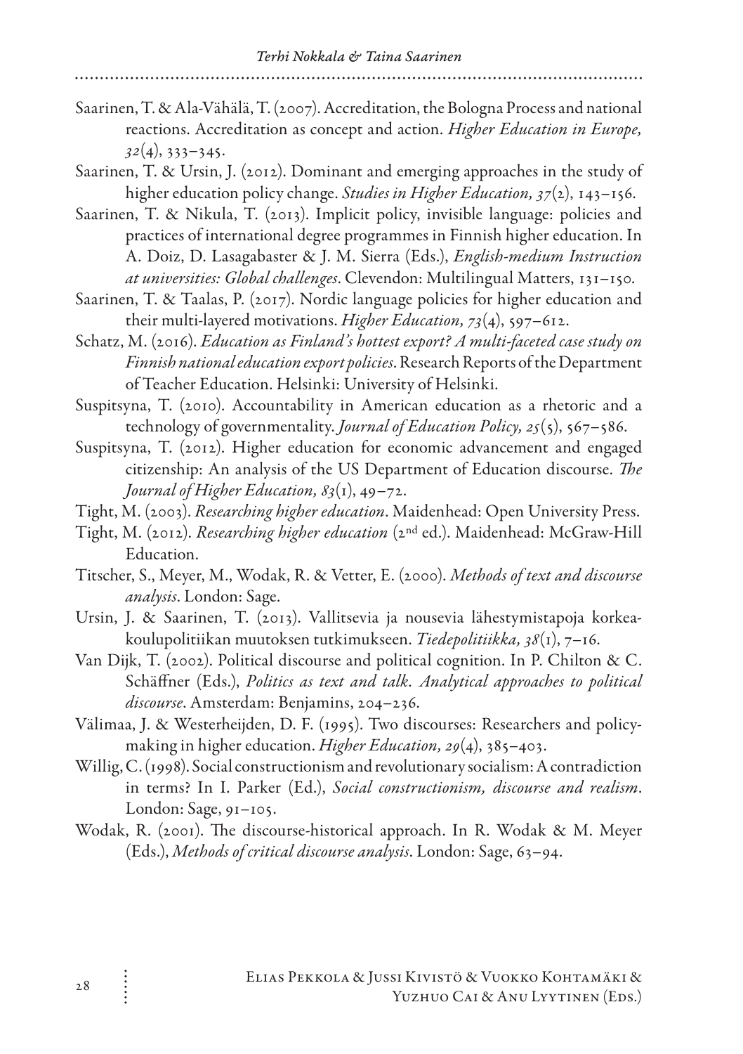Saarinen, T. & Ala-Vähälä, T. (2007). Accreditation, the Bologna Process and national reactions. Accreditation as concept and action. *Higher Education in Europe, 32*(4), 333–345.

Saarinen, T. & Ursin, J. (2012). Dominant and emerging approaches in the study of higher education policy change. *Studies in Higher Education, 37*(2), 143–156.

Saarinen, T. & Nikula, T. (2013). Implicit policy, invisible language: policies and practices of international degree programmes in Finnish higher education. In A. Doiz, D. Lasagabaster & J. M. Sierra (Eds.), *English-medium Instruction at universities: Global challenges*. Clevendon: Multilingual Matters, 131–150.

Saarinen, T. & Taalas, P. (2017). Nordic language policies for higher education and their multi-layered motivations. *Higher Education, 73*(4), 597–612.

Schatz, M. (2016). *Education as Finland's hottest export? A multi-faceted case study on Finnish national education export policies*. Research Reports of the Department of Teacher Education. Helsinki: University of Helsinki.

Suspitsyna, T. (2010). Accountability in American education as a rhetoric and a technology of governmentality. *Journal of Education Policy, 25*(5), 567–586.

Suspitsyna, T. (2012). Higher education for economic advancement and engaged citizenship: An analysis of the US Department of Education discourse. *The Journal of Higher Education, 83*(1), 49–72.

Tight, M. (2003). *Researching higher education*. Maidenhead: Open University Press.

Tight, M. (2012). *Researching higher education* (2nd ed.). Maidenhead: McGraw-Hill Education.

Titscher, S., Meyer, M., Wodak, R. & Vetter, E. (2000). *Methods of text and discourse analysis*. London: Sage.

Ursin, J. & Saarinen, T. (2013). Vallitsevia ja nousevia lähestymistapoja korkeakoulupolitiikan muutoksen tutkimukseen. *Tiedepolitiikka, 38*(1), 7–16.

Van Dijk, T. (2002). Political discourse and political cognition. In P. Chilton & C. Schäffner (Eds.), *Politics as text and talk. Analytical approaches to political discourse*. Amsterdam: Benjamins, 204–236.

Välimaa, J. & Westerheijden, D. F. (1995). Two discourses: Researchers and policy-making in higher education. *Higher Education, 29*(4), 385–403.

Willig, C. (1998). Social constructionism and revolutionary socialism: A contradiction in terms? In I. Parker (Ed.), *Social constructionism, discourse and realism*. London: Sage, 91–105.

Wodak, R. (2001). The discourse-historical approach. In R. Wodak & M. Meyer (Eds.), *Methods of critical discourse analysis*. London: Sage, 63–94.